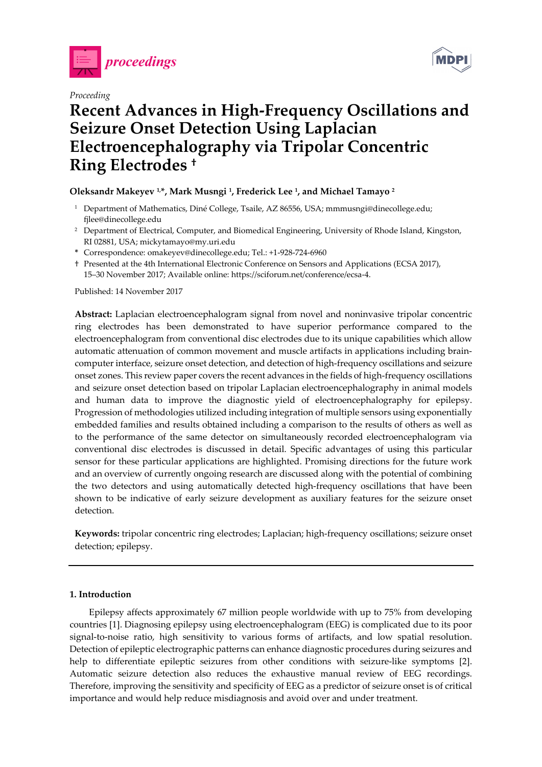*Proceeding*

# Recent Advances in High-Frequency Oscillations and Seizure Onset Detection Using Laplacian Electroencephalography via Tripolar Concentric Ring Electrodes †

**Oleksandr Makeyev [1,*], Mark Musngi [1], Frederick Lee [1], and Michael Tamayo [2]**

[1] Department of Mathematics, Diné College, Tsaile, AZ 86556, USA; mmmusngi@dinecollege.edu; fjlee@dinecollege.edu

[2] Department of Electrical, Computer, and Biomedical Engineering, University of Rhode Island, Kingston, RI 02881, USA; mickytamayo@my.uri.edu

\* Correspondence: omakeyev@dinecollege.edu; Tel.: +1-928-724-6960

† Presented at the 4th International Electronic Conference on Sensors and Applications (ECSA 2017), 15–30 November 2017; Available online: https://sciforum.net/conference/ecsa-4.

Published: 14 November 2017

**Abstract:** Laplacian electroencephalogram signal from novel and noninvasive tripolar concentric ring electrodes has been demonstrated to have superior performance compared to the electroencephalogram from conventional disc electrodes due to its unique capabilities which allow automatic attenuation of common movement and muscle artifacts in applications including brain-computer interface, seizure onset detection, and detection of high-frequency oscillations and seizure onset zones. This review paper covers the recent advances in the fields of high-frequency oscillations and seizure onset detection based on tripolar Laplacian electroencephalography in animal models and human data to improve the diagnostic yield of electroencephalography for epilepsy. Progression of methodologies utilized including integration of multiple sensors using exponentially embedded families and results obtained including a comparison to the results of others as well as to the performance of the same detector on simultaneously recorded electroencephalogram via conventional disc electrodes is discussed in detail. Specific advantages of using this particular sensor for these particular applications are highlighted. Promising directions for the future work and an overview of currently ongoing research are discussed along with the potential of combining the two detectors and using automatically detected high-frequency oscillations that have been shown to be indicative of early seizure development as auxiliary features for the seizure onset detection.

**Keywords:** tripolar concentric ring electrodes; Laplacian; high-frequency oscillations; seizure onset detection; epilepsy.

---

## 1. Introduction

Epilepsy affects approximately 67 million people worldwide with up to 75% from developing countries [1]. Diagnosing epilepsy using electroencephalogram (EEG) is complicated due to its poor signal-to-noise ratio, high sensitivity to various forms of artifacts, and low spatial resolution. Detection of epileptic electrographic patterns can enhance diagnostic procedures during seizures and help to differentiate epileptic seizures from other conditions with seizure-like symptoms [2]. Automatic seizure detection also reduces the exhaustive manual review of EEG recordings. Therefore, improving the sensitivity and specificity of EEG as a predictor of seizure onset is of critical importance and would help reduce misdiagnosis and avoid over and under treatment.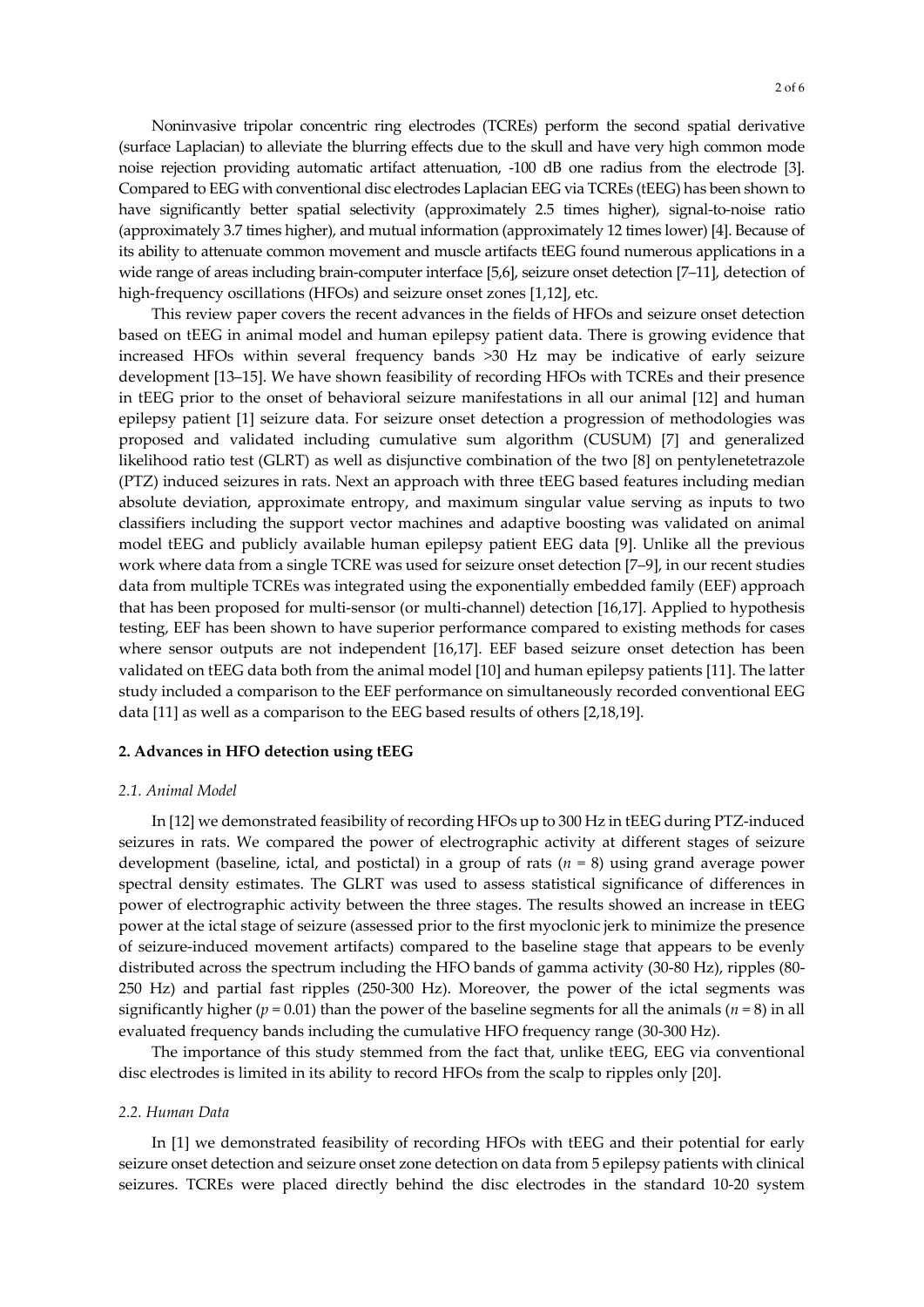Noninvasive tripolar concentric ring electrodes (TCREs) perform the second spatial derivative (surface Laplacian) to alleviate the blurring effects due to the skull and have very high common mode noise rejection providing automatic artifact attenuation, -100 dB one radius from the electrode [3]. Compared to EEG with conventional disc electrodes Laplacian EEG via TCREs (tEEG) has been shown to have significantly better spatial selectivity (approximately 2.5 times higher), signal-to-noise ratio (approximately 3.7 times higher), and mutual information (approximately 12 times lower) [4]. Because of its ability to attenuate common movement and muscle artifacts tEEG found numerous applications in a wide range of areas including brain-computer interface [5,6], seizure onset detection [7–11], detection of high-frequency oscillations (HFOs) and seizure onset zones [1,12], etc.

This review paper covers the recent advances in the fields of HFOs and seizure onset detection based on tEEG in animal model and human epilepsy patient data. There is growing evidence that increased HFOs within several frequency bands >30 Hz may be indicative of early seizure development [13–15]. We have shown feasibility of recording HFOs with TCREs and their presence in tEEG prior to the onset of behavioral seizure manifestations in all our animal [12] and human epilepsy patient [1] seizure data. For seizure onset detection a progression of methodologies was proposed and validated including cumulative sum algorithm (CUSUM) [7] and generalized likelihood ratio test (GLRT) as well as disjunctive combination of the two [8] on pentylenetetrazole (PTZ) induced seizures in rats. Next an approach with three tEEG based features including median absolute deviation, approximate entropy, and maximum singular value serving as inputs to two classifiers including the support vector machines and adaptive boosting was validated on animal model tEEG and publicly available human epilepsy patient EEG data [9]. Unlike all the previous work where data from a single TCRE was used for seizure onset detection [7–9], in our recent studies data from multiple TCREs was integrated using the exponentially embedded family (EEF) approach that has been proposed for multi-sensor (or multi-channel) detection [16,17]. Applied to hypothesis testing, EEF has been shown to have superior performance compared to existing methods for cases where sensor outputs are not independent [16,17]. EEF based seizure onset detection has been validated on tEEG data both from the animal model [10] and human epilepsy patients [11]. The latter study included a comparison to the EEF performance on simultaneously recorded conventional EEG data [11] as well as a comparison to the EEG based results of others [2,18,19].

## 2. Advances in HFO detection using tEEG

### *2.1. Animal Model*

In [12] we demonstrated feasibility of recording HFOs up to 300 Hz in tEEG during PTZ-induced seizures in rats. We compared the power of electrographic activity at different stages of seizure development (baseline, ictal, and postictal) in a group of rats ($n$ = 8) using grand average power spectral density estimates. The GLRT was used to assess statistical significance of differences in power of electrographic activity between the three stages. The results showed an increase in tEEG power at the ictal stage of seizure (assessed prior to the first myoclonic jerk to minimize the presence of seizure-induced movement artifacts) compared to the baseline stage that appears to be evenly distributed across the spectrum including the HFO bands of gamma activity (30-80 Hz), ripples (80-250 Hz) and partial fast ripples (250-300 Hz). Moreover, the power of the ictal segments was significantly higher ($p$ = 0.01) than the power of the baseline segments for all the animals ($n$ = 8) in all evaluated frequency bands including the cumulative HFO frequency range (30-300 Hz).

The importance of this study stemmed from the fact that, unlike tEEG, EEG via conventional disc electrodes is limited in its ability to record HFOs from the scalp to ripples only [20].

### *2.2. Human Data*

In [1] we demonstrated feasibility of recording HFOs with tEEG and their potential for early seizure onset detection and seizure onset zone detection on data from 5 epilepsy patients with clinical seizures. TCREs were placed directly behind the disc electrodes in the standard 10-20 system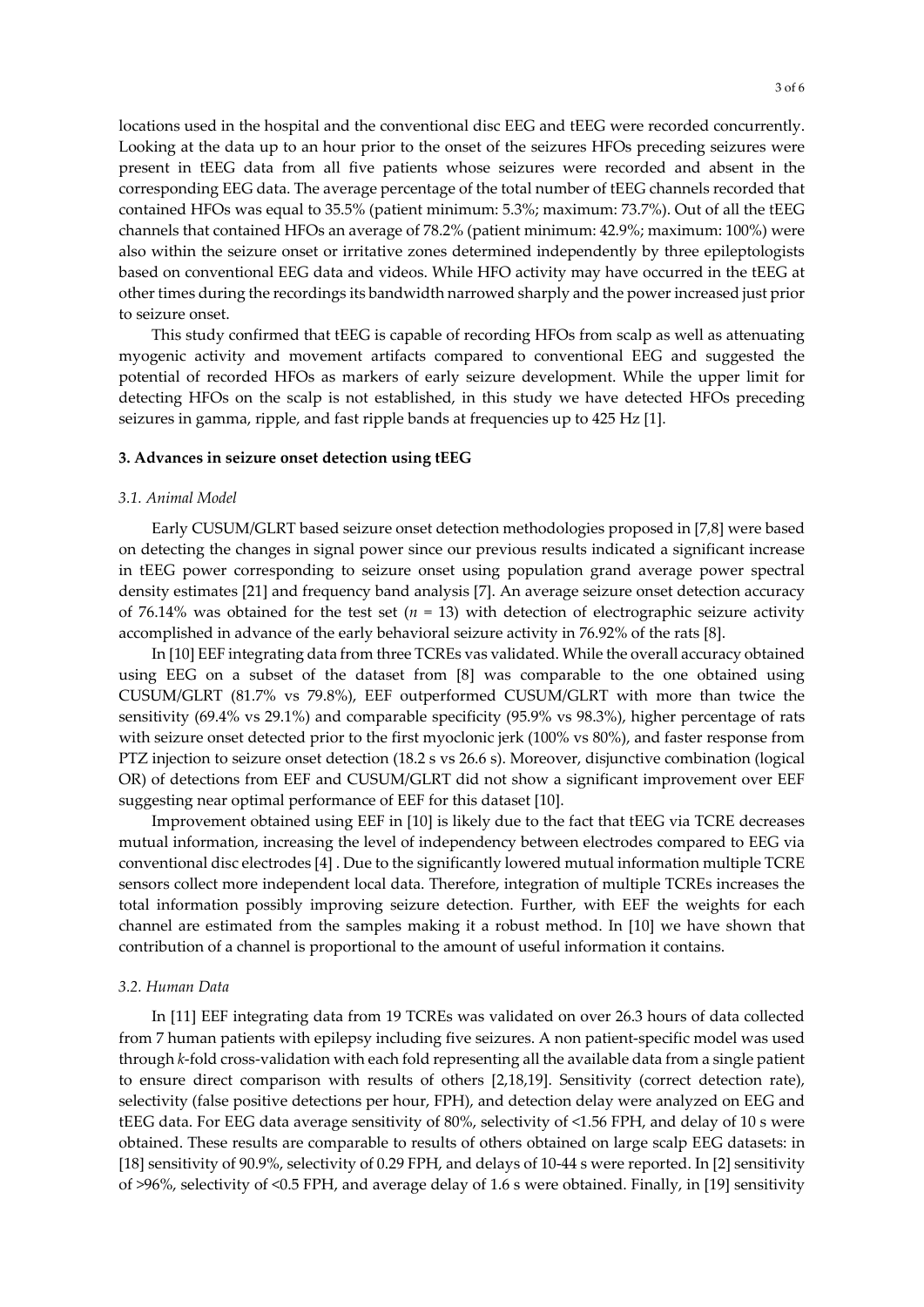locations used in the hospital and the conventional disc EEG and tEEG were recorded concurrently. Looking at the data up to an hour prior to the onset of the seizures HFOs preceding seizures were present in tEEG data from all five patients whose seizures were recorded and absent in the corresponding EEG data. The average percentage of the total number of tEEG channels recorded that contained HFOs was equal to 35.5% (patient minimum: 5.3%; maximum: 73.7%). Out of all the tEEG channels that contained HFOs an average of 78.2% (patient minimum: 42.9%; maximum: 100%) were also within the seizure onset or irritative zones determined independently by three epileptologists based on conventional EEG data and videos. While HFO activity may have occurred in the tEEG at other times during the recordings its bandwidth narrowed sharply and the power increased just prior to seizure onset.

This study confirmed that tEEG is capable of recording HFOs from scalp as well as attenuating myogenic activity and movement artifacts compared to conventional EEG and suggested the potential of recorded HFOs as markers of early seizure development. While the upper limit for detecting HFOs on the scalp is not established, in this study we have detected HFOs preceding seizures in gamma, ripple, and fast ripple bands at frequencies up to 425 Hz [1].

## 3. Advances in seizure onset detection using tEEG

### *3.1. Animal Model*

Early CUSUM/GLRT based seizure onset detection methodologies proposed in [7,8] were based on detecting the changes in signal power since our previous results indicated a significant increase in tEEG power corresponding to seizure onset using population grand average power spectral density estimates [21] and frequency band analysis [7]. An average seizure onset detection accuracy of 76.14% was obtained for the test set ($n$ = 13) with detection of electrographic seizure activity accomplished in advance of the early behavioral seizure activity in 76.92% of the rats [8].

In [10] EEF integrating data from three TCREs vas validated. While the overall accuracy obtained using EEG on a subset of the dataset from [8] was comparable to the one obtained using CUSUM/GLRT (81.7% vs 79.8%), EEF outperformed CUSUM/GLRT with more than twice the sensitivity (69.4% vs 29.1%) and comparable specificity (95.9% vs 98.3%), higher percentage of rats with seizure onset detected prior to the first myoclonic jerk (100% vs 80%), and faster response from PTZ injection to seizure onset detection (18.2 s vs 26.6 s). Moreover, disjunctive combination (logical OR) of detections from EEF and CUSUM/GLRT did not show a significant improvement over EEF suggesting near optimal performance of EEF for this dataset [10].

Improvement obtained using EEF in [10] is likely due to the fact that tEEG via TCRE decreases mutual information, increasing the level of independency between electrodes compared to EEG via conventional disc electrodes [4] . Due to the significantly lowered mutual information multiple TCRE sensors collect more independent local data. Therefore, integration of multiple TCREs increases the total information possibly improving seizure detection. Further, with EEF the weights for each channel are estimated from the samples making it a robust method. In [10] we have shown that contribution of a channel is proportional to the amount of useful information it contains.

### *3.2. Human Data*

In [11] EEF integrating data from 19 TCREs was validated on over 26.3 hours of data collected from 7 human patients with epilepsy including five seizures. A non patient-specific model was used through $k$-fold cross-validation with each fold representing all the available data from a single patient to ensure direct comparison with results of others [2,18,19]. Sensitivity (correct detection rate), selectivity (false positive detections per hour, FPH), and detection delay were analyzed on EEG and tEEG data. For EEG data average sensitivity of 80%, selectivity of <1.56 FPH, and delay of 10 s were obtained. These results are comparable to results of others obtained on large scalp EEG datasets: in [18] sensitivity of 90.9%, selectivity of 0.29 FPH, and delays of 10-44 s were reported. In [2] sensitivity of >96%, selectivity of <0.5 FPH, and average delay of 1.6 s were obtained. Finally, in [19] sensitivity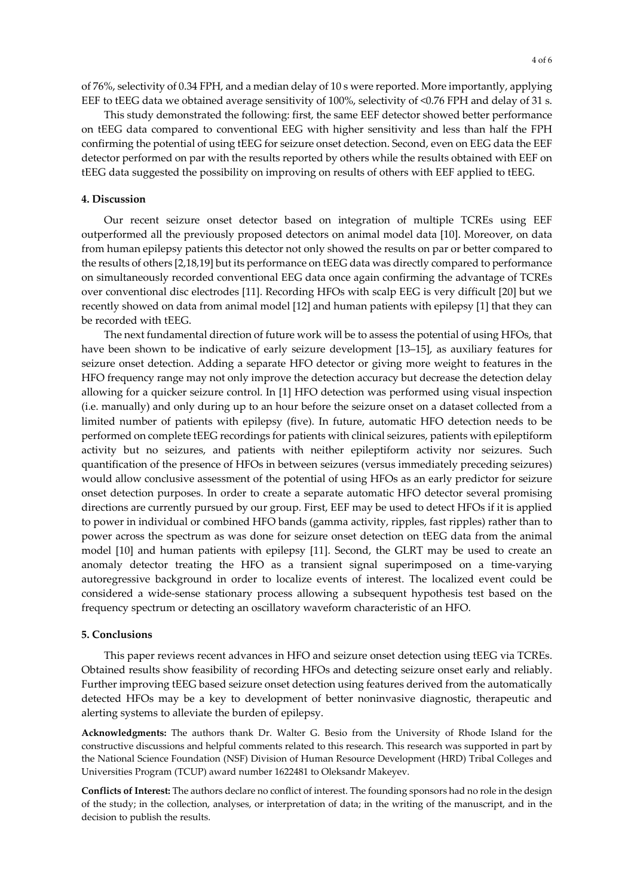of 76%, selectivity of 0.34 FPH, and a median delay of 10 s were reported. More importantly, applying EEF to tEEG data we obtained average sensitivity of 100%, selectivity of <0.76 FPH and delay of 31 s.

This study demonstrated the following: first, the same EEF detector showed better performance on tEEG data compared to conventional EEG with higher sensitivity and less than half the FPH confirming the potential of using tEEG for seizure onset detection. Second, even on EEG data the EEF detector performed on par with the results reported by others while the results obtained with EEF on tEEG data suggested the possibility on improving on results of others with EEF applied to tEEG.

## 4. Discussion

Our recent seizure onset detector based on integration of multiple TCREs using EEF outperformed all the previously proposed detectors on animal model data [10]. Moreover, on data from human epilepsy patients this detector not only showed the results on par or better compared to the results of others [2,18,19] but its performance on tEEG data was directly compared to performance on simultaneously recorded conventional EEG data once again confirming the advantage of TCREs over conventional disc electrodes [11]. Recording HFOs with scalp EEG is very difficult [20] but we recently showed on data from animal model [12] and human patients with epilepsy [1] that they can be recorded with tEEG.

The next fundamental direction of future work will be to assess the potential of using HFOs, that have been shown to be indicative of early seizure development [13–15], as auxiliary features for seizure onset detection. Adding a separate HFO detector or giving more weight to features in the HFO frequency range may not only improve the detection accuracy but decrease the detection delay allowing for a quicker seizure control. In [1] HFO detection was performed using visual inspection (i.e. manually) and only during up to an hour before the seizure onset on a dataset collected from a limited number of patients with epilepsy (five). In future, automatic HFO detection needs to be performed on complete tEEG recordings for patients with clinical seizures, patients with epileptiform activity but no seizures, and patients with neither epileptiform activity nor seizures. Such quantification of the presence of HFOs in between seizures (versus immediately preceding seizures) would allow conclusive assessment of the potential of using HFOs as an early predictor for seizure onset detection purposes. In order to create a separate automatic HFO detector several promising directions are currently pursued by our group. First, EEF may be used to detect HFOs if it is applied to power in individual or combined HFO bands (gamma activity, ripples, fast ripples) rather than to power across the spectrum as was done for seizure onset detection on tEEG data from the animal model [10] and human patients with epilepsy [11]. Second, the GLRT may be used to create an anomaly detector treating the HFO as a transient signal superimposed on a time-varying autoregressive background in order to localize events of interest. The localized event could be considered a wide-sense stationary process allowing a subsequent hypothesis test based on the frequency spectrum or detecting an oscillatory waveform characteristic of an HFO.

## 5. Conclusions

This paper reviews recent advances in HFO and seizure onset detection using tEEG via TCREs. Obtained results show feasibility of recording HFOs and detecting seizure onset early and reliably. Further improving tEEG based seizure onset detection using features derived from the automatically detected HFOs may be a key to development of better noninvasive diagnostic, therapeutic and alerting systems to alleviate the burden of epilepsy.

**Acknowledgments:** The authors thank Dr. Walter G. Besio from the University of Rhode Island for the constructive discussions and helpful comments related to this research. This research was supported in part by the National Science Foundation (NSF) Division of Human Resource Development (HRD) Tribal Colleges and Universities Program (TCUP) award number 1622481 to Oleksandr Makeyev.

**Conflicts of Interest:** The authors declare no conflict of interest. The founding sponsors had no role in the design of the study; in the collection, analyses, or interpretation of data; in the writing of the manuscript, and in the decision to publish the results.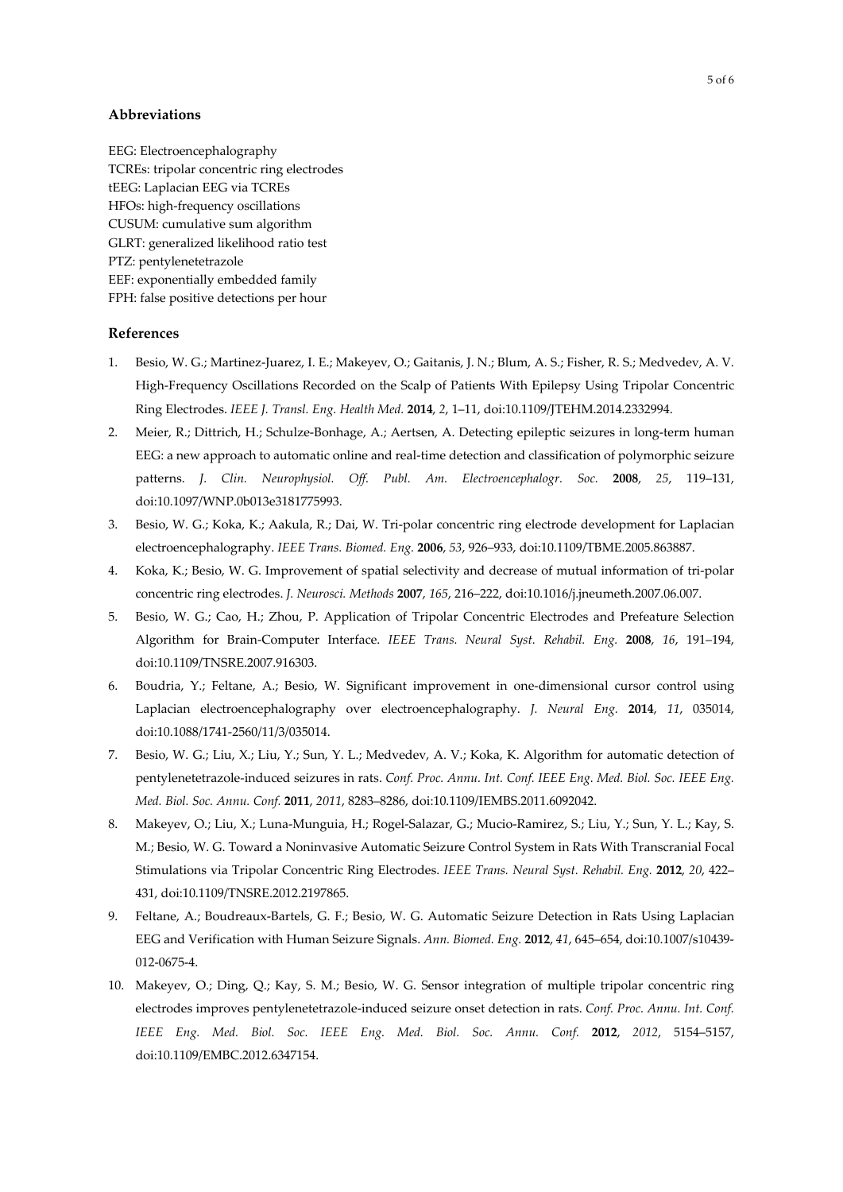## Abbreviations

EEG: Electroencephalography
TCREs: tripolar concentric ring electrodes
tEEG: Laplacian EEG via TCREs
HFOs: high-frequency oscillations
CUSUM: cumulative sum algorithm
GLRT: generalized likelihood ratio test
PTZ: pentylenetetrazole
EEF: exponentially embedded family
FPH: false positive detections per hour

## References

1. Besio, W. G.; Martinez-Juarez, I. E.; Makeyev, O.; Gaitanis, J. N.; Blum, A. S.; Fisher, R. S.; Medvedev, A. V. High-Frequency Oscillations Recorded on the Scalp of Patients With Epilepsy Using Tripolar Concentric Ring Electrodes. *IEEE J. Transl. Eng. Health Med.* **2014**, *2*, 1–11, doi:10.1109/JTEHM.2014.2332994.
2. Meier, R.; Dittrich, H.; Schulze-Bonhage, A.; Aertsen, A. Detecting epileptic seizures in long-term human EEG: a new approach to automatic online and real-time detection and classification of polymorphic seizure patterns. *J. Clin. Neurophysiol. Off. Publ. Am. Electroencephalogr. Soc.* **2008**, *25*, 119–131, doi:10.1097/WNP.0b013e3181775993.
3. Besio, W. G.; Koka, K.; Aakula, R.; Dai, W. Tri-polar concentric ring electrode development for Laplacian electroencephalography. *IEEE Trans. Biomed. Eng.* **2006**, *53*, 926–933, doi:10.1109/TBME.2005.863887.
4. Koka, K.; Besio, W. G. Improvement of spatial selectivity and decrease of mutual information of tri-polar concentric ring electrodes. *J. Neurosci. Methods* **2007**, *165*, 216–222, doi:10.1016/j.jneumeth.2007.06.007.
5. Besio, W. G.; Cao, H.; Zhou, P. Application of Tripolar Concentric Electrodes and Prefeature Selection Algorithm for Brain-Computer Interface. *IEEE Trans. Neural Syst. Rehabil. Eng.* **2008**, *16*, 191–194, doi:10.1109/TNSRE.2007.916303.
6. Boudria, Y.; Feltane, A.; Besio, W. Significant improvement in one-dimensional cursor control using Laplacian electroencephalography over electroencephalography. *J. Neural Eng.* **2014**, *11*, 035014, doi:10.1088/1741-2560/11/3/035014.
7. Besio, W. G.; Liu, X.; Liu, Y.; Sun, Y. L.; Medvedev, A. V.; Koka, K. Algorithm for automatic detection of pentylenetetrazole-induced seizures in rats. *Conf. Proc. Annu. Int. Conf. IEEE Eng. Med. Biol. Soc. IEEE Eng. Med. Biol. Soc. Annu. Conf.* **2011**, *2011*, 8283–8286, doi:10.1109/IEMBS.2011.6092042.
8. Makeyev, O.; Liu, X.; Luna-Munguia, H.; Rogel-Salazar, G.; Mucio-Ramirez, S.; Liu, Y.; Sun, Y. L.; Kay, S. M.; Besio, W. G. Toward a Noninvasive Automatic Seizure Control System in Rats With Transcranial Focal Stimulations via Tripolar Concentric Ring Electrodes. *IEEE Trans. Neural Syst. Rehabil. Eng.* **2012**, *20*, 422–431, doi:10.1109/TNSRE.2012.2197865.
9. Feltane, A.; Boudreaux-Bartels, G. F.; Besio, W. G. Automatic Seizure Detection in Rats Using Laplacian EEG and Verification with Human Seizure Signals. *Ann. Biomed. Eng.* **2012**, *41*, 645–654, doi:10.1007/s10439-012-0675-4.
10. Makeyev, O.; Ding, Q.; Kay, S. M.; Besio, W. G. Sensor integration of multiple tripolar concentric ring electrodes improves pentylenetetrazole-induced seizure onset detection in rats. *Conf. Proc. Annu. Int. Conf. IEEE Eng. Med. Biol. Soc. IEEE Eng. Med. Biol. Soc. Annu. Conf.* **2012**, *2012*, 5154–5157, doi:10.1109/EMBC.2012.6347154.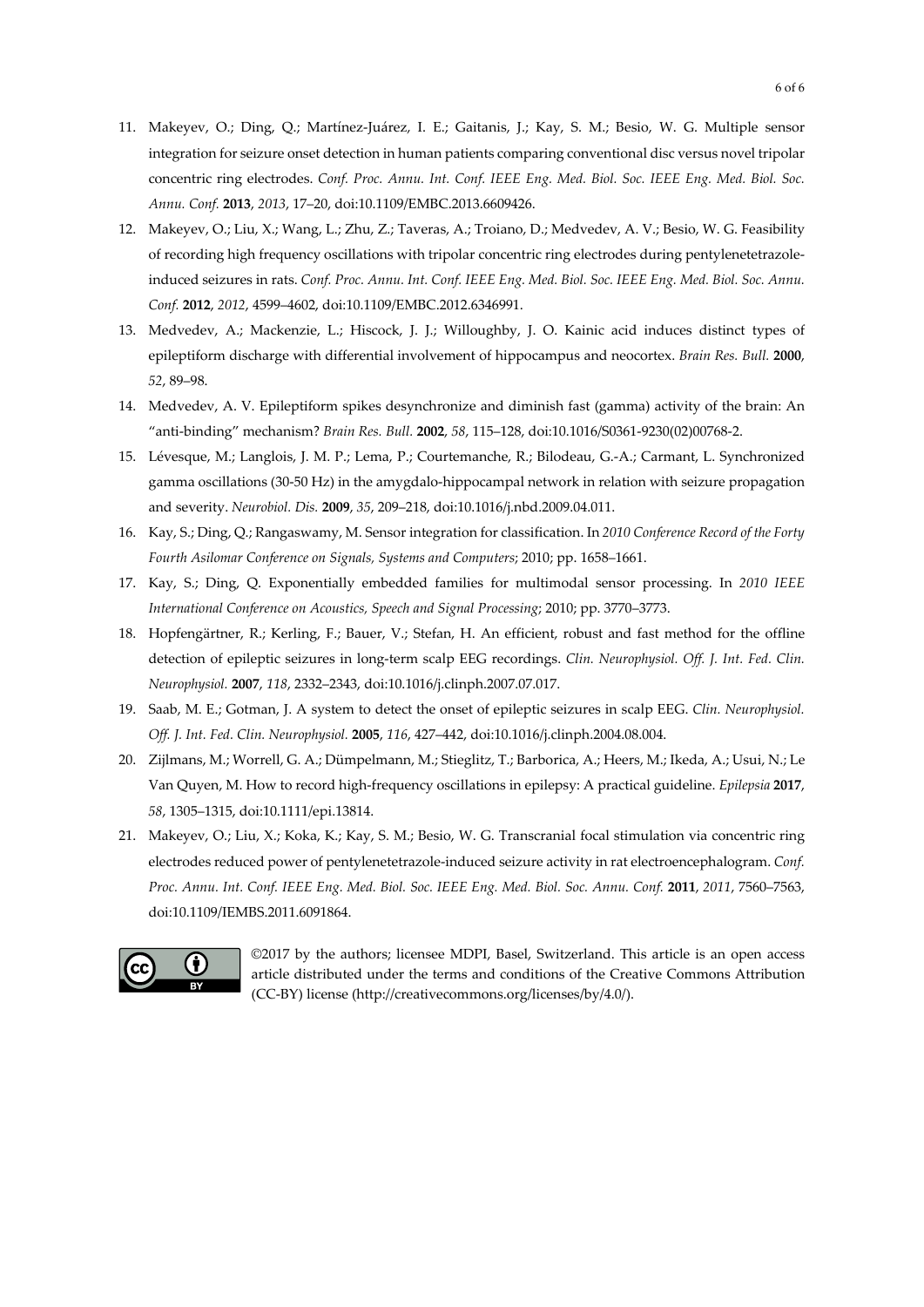11. Makeyev, O.; Ding, Q.; Martínez-Juárez, I. E.; Gaitanis, J.; Kay, S. M.; Besio, W. G. Multiple sensor integration for seizure onset detection in human patients comparing conventional disc versus novel tripolar concentric ring electrodes. *Conf. Proc. Annu. Int. Conf. IEEE Eng. Med. Biol. Soc. IEEE Eng. Med. Biol. Soc. Annu. Conf.* **2013**, *2013*, 17–20, doi:10.1109/EMBC.2013.6609426.
12. Makeyev, O.; Liu, X.; Wang, L.; Zhu, Z.; Taveras, A.; Troiano, D.; Medvedev, A. V.; Besio, W. G. Feasibility of recording high frequency oscillations with tripolar concentric ring electrodes during pentylenetetrazole-induced seizures in rats. *Conf. Proc. Annu. Int. Conf. IEEE Eng. Med. Biol. Soc. IEEE Eng. Med. Biol. Soc. Annu. Conf.* **2012**, *2012*, 4599–4602, doi:10.1109/EMBC.2012.6346991.
13. Medvedev, A.; Mackenzie, L.; Hiscock, J. J.; Willoughby, J. O. Kainic acid induces distinct types of epileptiform discharge with differential involvement of hippocampus and neocortex. *Brain Res. Bull.* **2000**, *52*, 89–98.
14. Medvedev, A. V. Epileptiform spikes desynchronize and diminish fast (gamma) activity of the brain: An "anti-binding" mechanism? *Brain Res. Bull.* **2002**, *58*, 115–128, doi:10.1016/S0361-9230(02)00768-2.
15. Lévesque, M.; Langlois, J. M. P.; Lema, P.; Courtemanche, R.; Bilodeau, G.-A.; Carmant, L. Synchronized gamma oscillations (30-50 Hz) in the amygdalo-hippocampal network in relation with seizure propagation and severity. *Neurobiol. Dis.* **2009**, *35*, 209–218, doi:10.1016/j.nbd.2009.04.011.
16. Kay, S.; Ding, Q.; Rangaswamy, M. Sensor integration for classification. In *2010 Conference Record of the Forty Fourth Asilomar Conference on Signals, Systems and Computers*; 2010; pp. 1658–1661.
17. Kay, S.; Ding, Q. Exponentially embedded families for multimodal sensor processing. In *2010 IEEE International Conference on Acoustics, Speech and Signal Processing*; 2010; pp. 3770–3773.
18. Hopfengärtner, R.; Kerling, F.; Bauer, V.; Stefan, H. An efficient, robust and fast method for the offline detection of epileptic seizures in long-term scalp EEG recordings. *Clin. Neurophysiol. Off. J. Int. Fed. Clin. Neurophysiol.* **2007**, *118*, 2332–2343, doi:10.1016/j.clinph.2007.07.017.
19. Saab, M. E.; Gotman, J. A system to detect the onset of epileptic seizures in scalp EEG. *Clin. Neurophysiol. Off. J. Int. Fed. Clin. Neurophysiol.* **2005**, *116*, 427–442, doi:10.1016/j.clinph.2004.08.004.
20. Zijlmans, M.; Worrell, G. A.; Dümpelmann, M.; Stieglitz, T.; Barborica, A.; Heers, M.; Ikeda, A.; Usui, N.; Le Van Quyen, M. How to record high-frequency oscillations in epilepsy: A practical guideline. *Epilepsia* **2017**, *58*, 1305–1315, doi:10.1111/epi.13814.
21. Makeyev, O.; Liu, X.; Koka, K.; Kay, S. M.; Besio, W. G. Transcranial focal stimulation via concentric ring electrodes reduced power of pentylenetetrazole-induced seizure activity in rat electroencephalogram. *Conf. Proc. Annu. Int. Conf. IEEE Eng. Med. Biol. Soc. IEEE Eng. Med. Biol. Soc. Annu. Conf.* **2011**, *2011*, 7560–7563, doi:10.1109/IEMBS.2011.6091864.

©2017 by the authors; licensee MDPI, Basel, Switzerland. This article is an open access article distributed under the terms and conditions of the Creative Commons Attribution (CC-BY) license (http://creativecommons.org/licenses/by/4.0/).